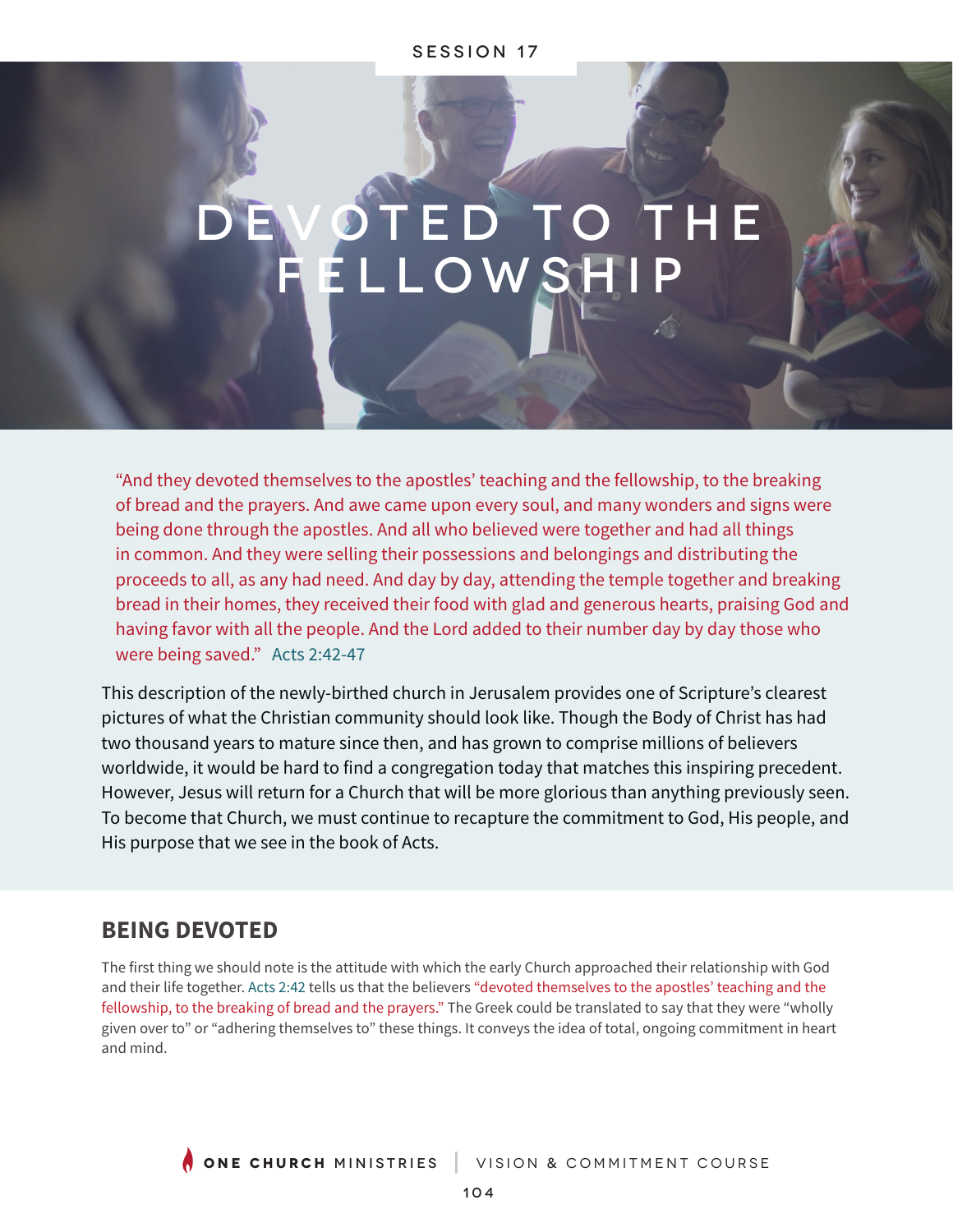SESSION 17

# DEVOTED TO THE FELLOWSHIP

"And they devoted themselves to the apostles' teaching and the fellowship, to the breaking of bread and the prayers. And awe came upon every soul, and many wonders and signs were being done through the apostles. And all who believed were together and had all things in common. And they were selling their possessions and belongings and distributing the proceeds to all, as any had need. And day by day, attending the temple together and breaking bread in their homes, they received their food with glad and generous hearts, praising God and having favor with all the people. And the Lord added to their number day by day those who were being saved." Acts 2:42-47

This description of the newly-birthed church in Jerusalem provides one of Scripture's clearest pictures of what the Christian community should look like. Though the Body of Christ has had two thousand years to mature since then, and has grown to comprise millions of believers worldwide, it would be hard to find a congregation today that matches this inspiring precedent. However, Jesus will return for a Church that will be more glorious than anything previously seen. To become that Church, we must continue to recapture the commitment to God, His people, and His purpose that we see in the book of Acts.

## BEING DEVOTED

The first thing we should note is the attitude with which the early Church approached their relationship with God and their life together. Acts 2:42 tells us that the believers "devoted themselves to the apostles' teaching and the fellowship, to the breaking of bread and the prayers." The Greek could be translated to say that they were "wholly given over to" or "adhering themselves to" these things. It conveys the idea of total, ongoing commitment in heart and mind.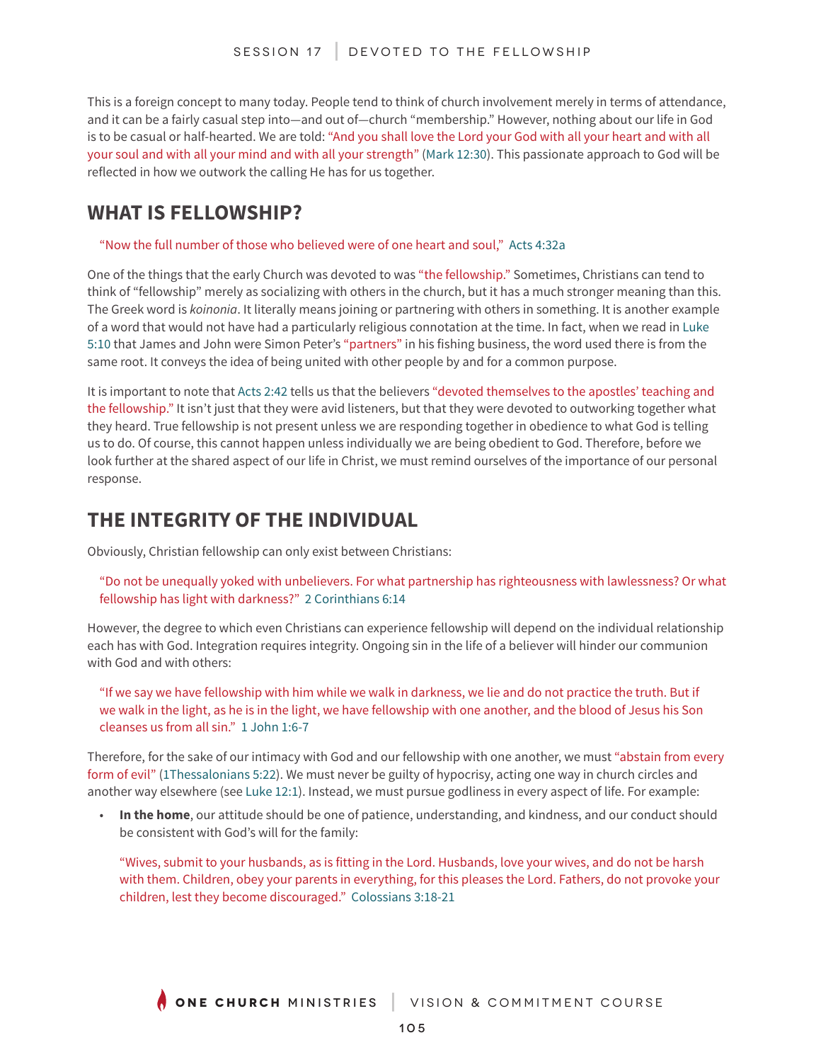This is a foreign concept to many today. People tend to think of church involvement merely in terms of attendance, and it can be a fairly casual step into—and out of—church "membership." However, nothing about our life in God is to be casual or half-hearted. We are told: "And you shall love the Lord your God with all your heart and with all your soul and with all your mind and with all your strength" (Mark 12:30). This passionate approach to God will be reflected in how we outwork the calling He has for us together.

## WHAT IS FELLOWSHIP?

> "Now the full number of those who believed were of one heart and soul," Acts 4:32a

One of the things that the early Church was devoted to was "the fellowship." Sometimes, Christians can tend to think of "fellowship" merely as socializing with others in the church, but it has a much stronger meaning than this. The Greek word is *koinonia*. It literally means joining or partnering with others in something. It is another example of a word that would not have had a particularly religious connotation at the time. In fact, when we read in Luke 5:10 that James and John were Simon Peter's "partners" in his fishing business, the word used there is from the same root. It conveys the idea of being united with other people by and for a common purpose.

It is important to note that Acts 2:42 tells us that the believers "devoted themselves to the apostles' teaching and the fellowship." It isn't just that they were avid listeners, but that they were devoted to outworking together what they heard. True fellowship is not present unless we are responding together in obedience to what God is telling us to do. Of course, this cannot happen unless individually we are being obedient to God. Therefore, before we look further at the shared aspect of our life in Christ, we must remind ourselves of the importance of our personal response.

## THE INTEGRITY OF THE INDIVIDUAL

Obviously, Christian fellowship can only exist between Christians:

> "Do not be unequally yoked with unbelievers. For what partnership has righteousness with lawlessness? Or what fellowship has light with darkness?" 2 Corinthians 6:14

However, the degree to which even Christians can experience fellowship will depend on the individual relationship each has with God. Integration requires integrity. Ongoing sin in the life of a believer will hinder our communion with God and with others:

> "If we say we have fellowship with him while we walk in darkness, we lie and do not practice the truth. But if we walk in the light, as he is in the light, we have fellowship with one another, and the blood of Jesus his Son cleanses us from all sin." 1 John 1:6-7

Therefore, for the sake of our intimacy with God and our fellowship with one another, we must "abstain from every form of evil" (1Thessalonians 5:22). We must never be guilty of hypocrisy, acting one way in church circles and another way elsewhere (see Luke 12:1). Instead, we must pursue godliness in every aspect of life. For example:

- **In the home**, our attitude should be one of patience, understanding, and kindness, and our conduct should be consistent with God's will for the family:

  > "Wives, submit to your husbands, as is fitting in the Lord. Husbands, love your wives, and do not be harsh with them. Children, obey your parents in everything, for this pleases the Lord. Fathers, do not provoke your children, lest they become discouraged." Colossians 3:18-21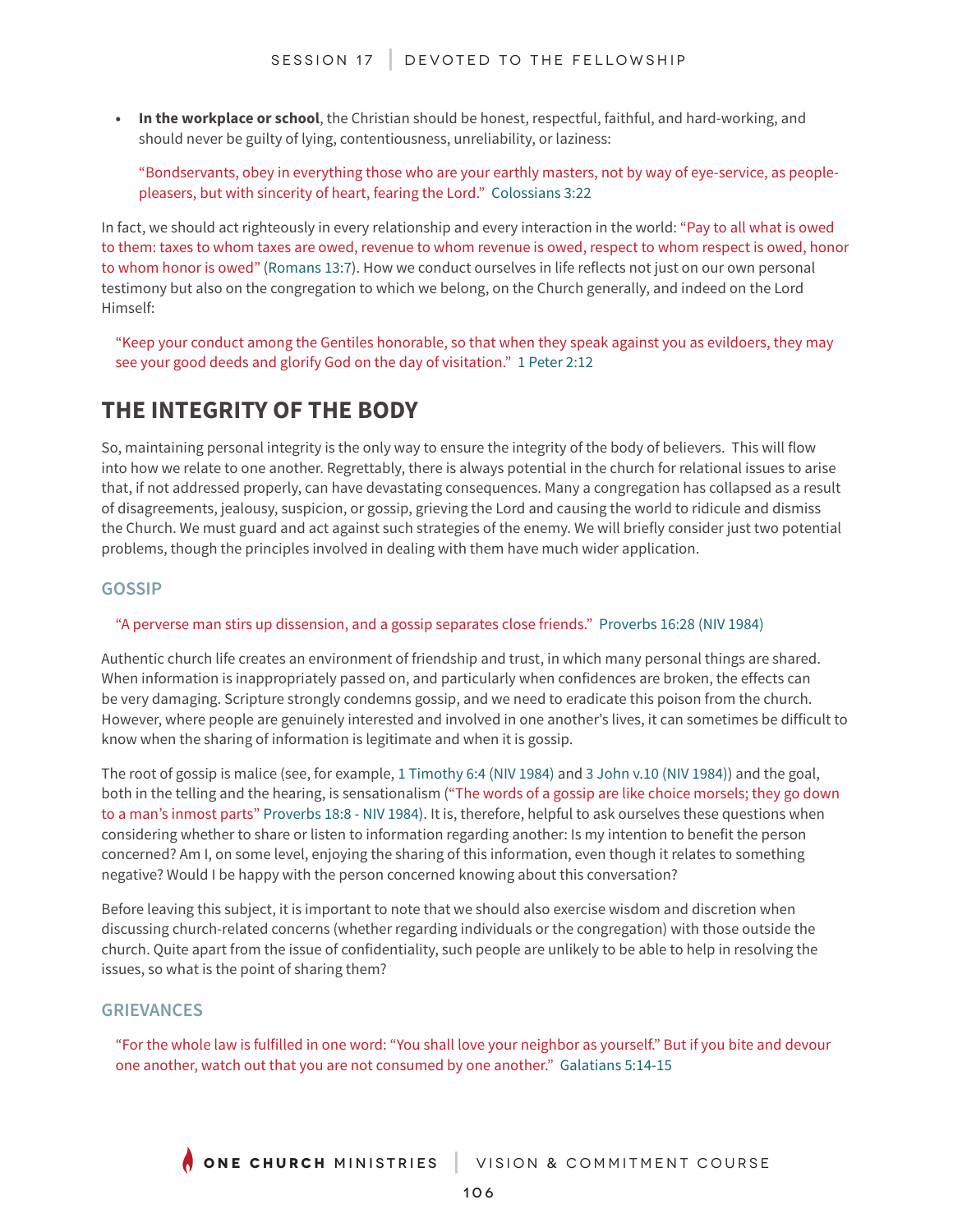- **In the workplace or school**, the Christian should be honest, respectful, faithful, and hard-working, and should never be guilty of lying, contentiousness, unreliability, or laziness:

> "Bondservants, obey in everything those who are your earthly masters, not by way of eye-service, as people-pleasers, but with sincerity of heart, fearing the Lord." Colossians 3:22

In fact, we should act righteously in every relationship and every interaction in the world: "Pay to all what is owed to them: taxes to whom taxes are owed, revenue to whom revenue is owed, respect to whom respect is owed, honor to whom honor is owed" (Romans 13:7). How we conduct ourselves in life reflects not just on our own personal testimony but also on the congregation to which we belong, on the Church generally, and indeed on the Lord Himself:

> "Keep your conduct among the Gentiles honorable, so that when they speak against you as evildoers, they may see your good deeds and glorify God on the day of visitation." 1 Peter 2:12

## THE INTEGRITY OF THE BODY

So, maintaining personal integrity is the only way to ensure the integrity of the body of believers. This will flow into how we relate to one another. Regrettably, there is always potential in the church for relational issues to arise that, if not addressed properly, can have devastating consequences. Many a congregation has collapsed as a result of disagreements, jealousy, suspicion, or gossip, grieving the Lord and causing the world to ridicule and dismiss the Church. We must guard and act against such strategies of the enemy. We will briefly consider just two potential problems, though the principles involved in dealing with them have much wider application.

### GOSSIP

> "A perverse man stirs up dissension, and a gossip separates close friends." Proverbs 16:28 (NIV 1984)

Authentic church life creates an environment of friendship and trust, in which many personal things are shared. When information is inappropriately passed on, and particularly when confidences are broken, the effects can be very damaging. Scripture strongly condemns gossip, and we need to eradicate this poison from the church. However, where people are genuinely interested and involved in one another's lives, it can sometimes be difficult to know when the sharing of information is legitimate and when it is gossip.

The root of gossip is malice (see, for example, 1 Timothy 6:4 (NIV 1984) and 3 John v.10 (NIV 1984)) and the goal, both in the telling and the hearing, is sensationalism ("The words of a gossip are like choice morsels; they go down to a man's inmost parts" Proverbs 18:8 - NIV 1984). It is, therefore, helpful to ask ourselves these questions when considering whether to share or listen to information regarding another: Is my intention to benefit the person concerned? Am I, on some level, enjoying the sharing of this information, even though it relates to something negative? Would I be happy with the person concerned knowing about this conversation?

Before leaving this subject, it is important to note that we should also exercise wisdom and discretion when discussing church-related concerns (whether regarding individuals or the congregation) with those outside the church. Quite apart from the issue of confidentiality, such people are unlikely to be able to help in resolving the issues, so what is the point of sharing them?

### GRIEVANCES

> "For the whole law is fulfilled in one word: "You shall love your neighbor as yourself." But if you bite and devour one another, watch out that you are not consumed by one another." Galatians 5:14-15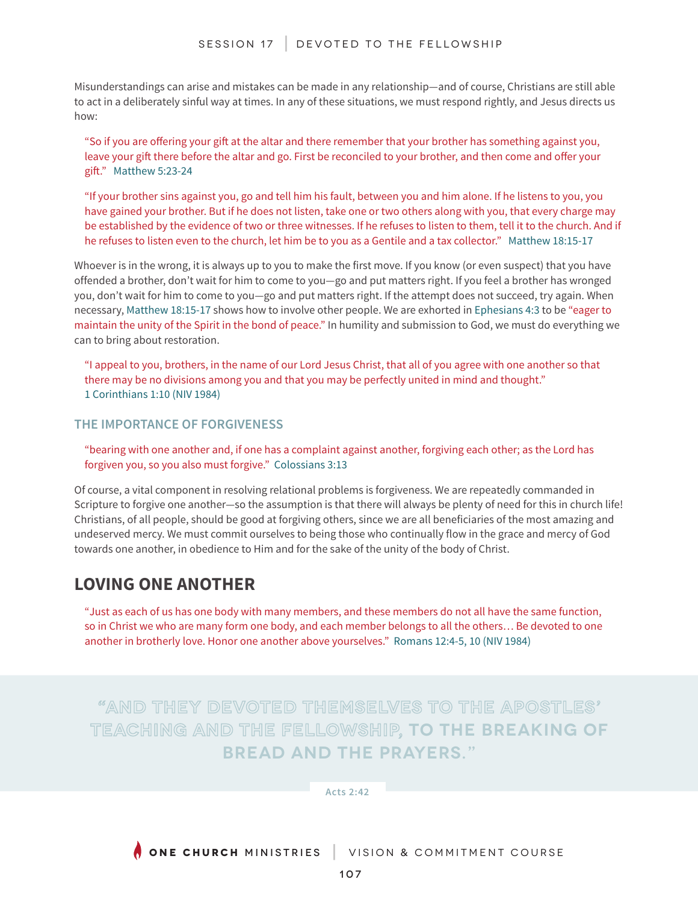Misunderstandings can arise and mistakes can be made in any relationship—and of course, Christians are still able to act in a deliberately sinful way at times. In any of these situations, we must respond rightly, and Jesus directs us how:

> "So if you are offering your gift at the altar and there remember that your brother has something against you, leave your gift there before the altar and go. First be reconciled to your brother, and then come and offer your gift." Matthew 5:23-24

> "If your brother sins against you, go and tell him his fault, between you and him alone. If he listens to you, you have gained your brother. But if he does not listen, take one or two others along with you, that every charge may be established by the evidence of two or three witnesses. If he refuses to listen to them, tell it to the church. And if he refuses to listen even to the church, let him be to you as a Gentile and a tax collector." Matthew 18:15-17

Whoever is in the wrong, it is always up to you to make the first move. If you know (or even suspect) that you have offended a brother, don't wait for him to come to you—go and put matters right. If you feel a brother has wronged you, don't wait for him to come to you—go and put matters right. If the attempt does not succeed, try again. When necessary, Matthew 18:15-17 shows how to involve other people. We are exhorted in Ephesians 4:3 to be "eager to maintain the unity of the Spirit in the bond of peace." In humility and submission to God, we must do everything we can to bring about restoration.

> "I appeal to you, brothers, in the name of our Lord Jesus Christ, that all of you agree with one another so that there may be no divisions among you and that you may be perfectly united in mind and thought." 1 Corinthians 1:10 (NIV 1984)

### THE IMPORTANCE OF FORGIVENESS

> "bearing with one another and, if one has a complaint against another, forgiving each other; as the Lord has forgiven you, so you also must forgive." Colossians 3:13

Of course, a vital component in resolving relational problems is forgiveness. We are repeatedly commanded in Scripture to forgive one another—so the assumption is that there will always be plenty of need for this in church life! Christians, of all people, should be good at forgiving others, since we are all beneficiaries of the most amazing and undeserved mercy. We must commit ourselves to being those who continually flow in the grace and mercy of God towards one another, in obedience to Him and for the sake of the unity of the body of Christ.

## LOVING ONE ANOTHER

> "Just as each of us has one body with many members, and these members do not all have the same function, so in Christ we who are many form one body, and each member belongs to all the others… Be devoted to one another in brotherly love. Honor one another above yourselves." Romans 12:4-5, 10 (NIV 1984)

**"AND THEY DEVOTED THEMSELVES TO THE APOSTLES' TEACHING AND THE FELLOWSHIP, TO THE BREAKING OF BREAD AND THE PRAYERS."**

Acts 2:42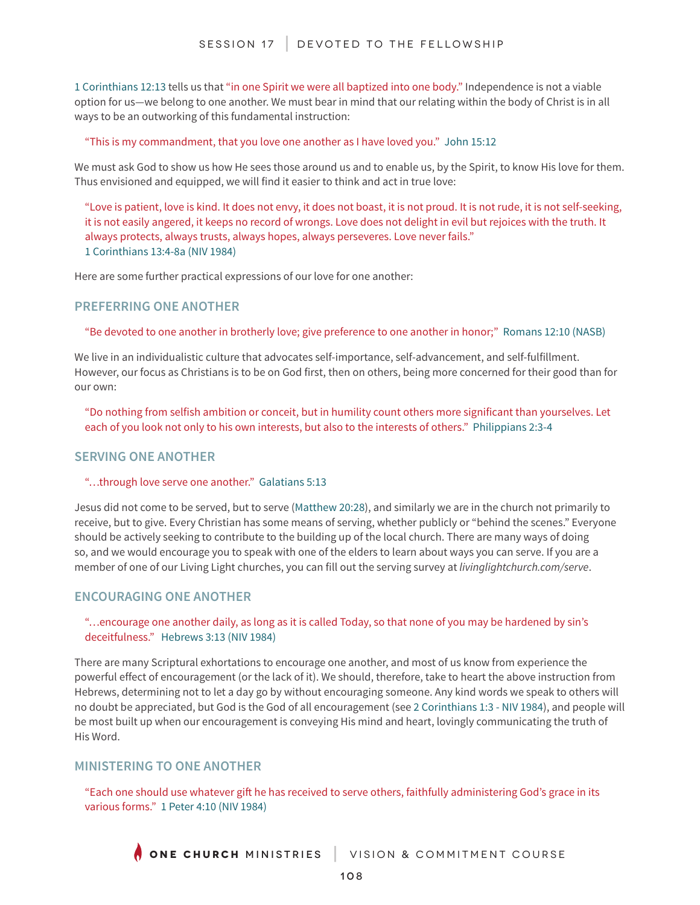1 Corinthians 12:13 tells us that "in one Spirit we were all baptized into one body." Independence is not a viable option for us—we belong to one another. We must bear in mind that our relating within the body of Christ is in all ways to be an outworking of this fundamental instruction:

> "This is my commandment, that you love one another as I have loved you." John 15:12

We must ask God to show us how He sees those around us and to enable us, by the Spirit, to know His love for them. Thus envisioned and equipped, we will find it easier to think and act in true love:

> "Love is patient, love is kind. It does not envy, it does not boast, it is not proud. It is not rude, it is not self-seeking, it is not easily angered, it keeps no record of wrongs. Love does not delight in evil but rejoices with the truth. It always protects, always trusts, always hopes, always perseveres. Love never fails."
> 1 Corinthians 13:4-8a (NIV 1984)

Here are some further practical expressions of our love for one another:

## PREFERRING ONE ANOTHER

> "Be devoted to one another in brotherly love; give preference to one another in honor;" Romans 12:10 (NASB)

We live in an individualistic culture that advocates self-importance, self-advancement, and self-fulfillment. However, our focus as Christians is to be on God first, then on others, being more concerned for their good than for our own:

> "Do nothing from selfish ambition or conceit, but in humility count others more significant than yourselves. Let each of you look not only to his own interests, but also to the interests of others." Philippians 2:3-4

## SERVING ONE ANOTHER

> "…through love serve one another." Galatians 5:13

Jesus did not come to be served, but to serve (Matthew 20:28), and similarly we are in the church not primarily to receive, but to give. Every Christian has some means of serving, whether publicly or "behind the scenes." Everyone should be actively seeking to contribute to the building up of the local church. There are many ways of doing so, and we would encourage you to speak with one of the elders to learn about ways you can serve. If you are a member of one of our Living Light churches, you can fill out the serving survey at *livinglightchurch.com/serve*.

## ENCOURAGING ONE ANOTHER

> "…encourage one another daily, as long as it is called Today, so that none of you may be hardened by sin's deceitfulness." Hebrews 3:13 (NIV 1984)

There are many Scriptural exhortations to encourage one another, and most of us know from experience the powerful effect of encouragement (or the lack of it). We should, therefore, take to heart the above instruction from Hebrews, determining not to let a day go by without encouraging someone. Any kind words we speak to others will no doubt be appreciated, but God is the God of all encouragement (see 2 Corinthians 1:3 - NIV 1984), and people will be most built up when our encouragement is conveying His mind and heart, lovingly communicating the truth of His Word.

## MINISTERING TO ONE ANOTHER

> "Each one should use whatever gift he has received to serve others, faithfully administering God's grace in its various forms." 1 Peter 4:10 (NIV 1984)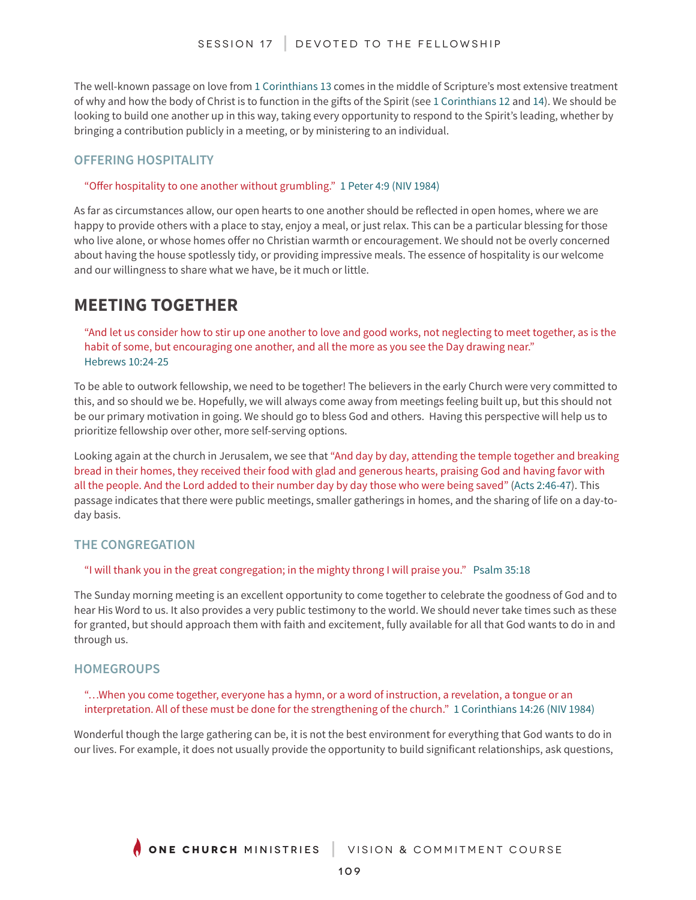The well-known passage on love from 1 Corinthians 13 comes in the middle of Scripture's most extensive treatment of why and how the body of Christ is to function in the gifts of the Spirit (see 1 Corinthians 12 and 14). We should be looking to build one another up in this way, taking every opportunity to respond to the Spirit's leading, whether by bringing a contribution publicly in a meeting, or by ministering to an individual.

### OFFERING HOSPITALITY

> "Offer hospitality to one another without grumbling." 1 Peter 4:9 (NIV 1984)

As far as circumstances allow, our open hearts to one another should be reflected in open homes, where we are happy to provide others with a place to stay, enjoy a meal, or just relax. This can be a particular blessing for those who live alone, or whose homes offer no Christian warmth or encouragement. We should not be overly concerned about having the house spotlessly tidy, or providing impressive meals. The essence of hospitality is our welcome and our willingness to share what we have, be it much or little.

## MEETING TOGETHER

> "And let us consider how to stir up one another to love and good works, not neglecting to meet together, as is the habit of some, but encouraging one another, and all the more as you see the Day drawing near."
> Hebrews 10:24-25

To be able to outwork fellowship, we need to be together! The believers in the early Church were very committed to this, and so should we be. Hopefully, we will always come away from meetings feeling built up, but this should not be our primary motivation in going. We should go to bless God and others. Having this perspective will help us to prioritize fellowship over other, more self-serving options.

Looking again at the church in Jerusalem, we see that "And day by day, attending the temple together and breaking bread in their homes, they received their food with glad and generous hearts, praising God and having favor with all the people. And the Lord added to their number day by day those who were being saved" (Acts 2:46-47). This passage indicates that there were public meetings, smaller gatherings in homes, and the sharing of life on a day-to-day basis.

### THE CONGREGATION

> "I will thank you in the great congregation; in the mighty throng I will praise you." Psalm 35:18

The Sunday morning meeting is an excellent opportunity to come together to celebrate the goodness of God and to hear His Word to us. It also provides a very public testimony to the world. We should never take times such as these for granted, but should approach them with faith and excitement, fully available for all that God wants to do in and through us.

### HOMEGROUPS

> "…When you come together, everyone has a hymn, or a word of instruction, a revelation, a tongue or an interpretation. All of these must be done for the strengthening of the church." 1 Corinthians 14:26 (NIV 1984)

Wonderful though the large gathering can be, it is not the best environment for everything that God wants to do in our lives. For example, it does not usually provide the opportunity to build significant relationships, ask questions,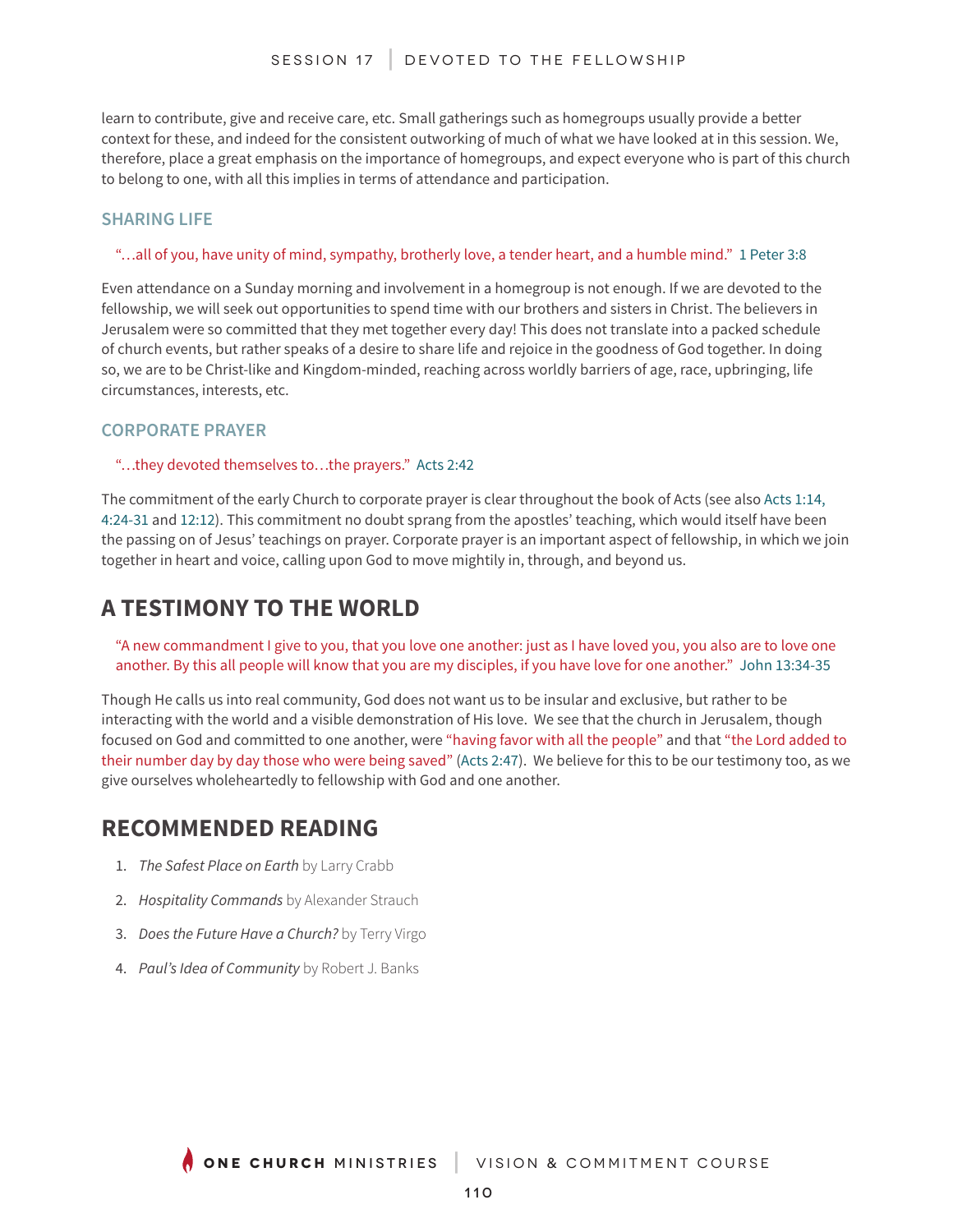learn to contribute, give and receive care, etc. Small gatherings such as homegroups usually provide a better context for these, and indeed for the consistent outworking of much of what we have looked at in this session. We, therefore, place a great emphasis on the importance of homegroups, and expect everyone who is part of this church to belong to one, with all this implies in terms of attendance and participation.

### SHARING LIFE

> "…all of you, have unity of mind, sympathy, brotherly love, a tender heart, and a humble mind." 1 Peter 3:8

Even attendance on a Sunday morning and involvement in a homegroup is not enough. If we are devoted to the fellowship, we will seek out opportunities to spend time with our brothers and sisters in Christ. The believers in Jerusalem were so committed that they met together every day! This does not translate into a packed schedule of church events, but rather speaks of a desire to share life and rejoice in the goodness of God together. In doing so, we are to be Christ-like and Kingdom-minded, reaching across worldly barriers of age, race, upbringing, life circumstances, interests, etc.

### CORPORATE PRAYER

> "…they devoted themselves to…the prayers." Acts 2:42

The commitment of the early Church to corporate prayer is clear throughout the book of Acts (see also Acts 1:14, 4:24-31 and 12:12). This commitment no doubt sprang from the apostles' teaching, which would itself have been the passing on of Jesus' teachings on prayer. Corporate prayer is an important aspect of fellowship, in which we join together in heart and voice, calling upon God to move mightily in, through, and beyond us.

## A TESTIMONY TO THE WORLD

> "A new commandment I give to you, that you love one another: just as I have loved you, you also are to love one another. By this all people will know that you are my disciples, if you have love for one another." John 13:34-35

Though He calls us into real community, God does not want us to be insular and exclusive, but rather to be interacting with the world and a visible demonstration of His love. We see that the church in Jerusalem, though focused on God and committed to one another, were "having favor with all the people" and that "the Lord added to their number day by day those who were being saved" (Acts 2:47). We believe for this to be our testimony too, as we give ourselves wholeheartedly to fellowship with God and one another.

## RECOMMENDED READING

1. *The Safest Place on Earth* by Larry Crabb
2. *Hospitality Commands* by Alexander Strauch
3. *Does the Future Have a Church?* by Terry Virgo
4. *Paul's Idea of Community* by Robert J. Banks